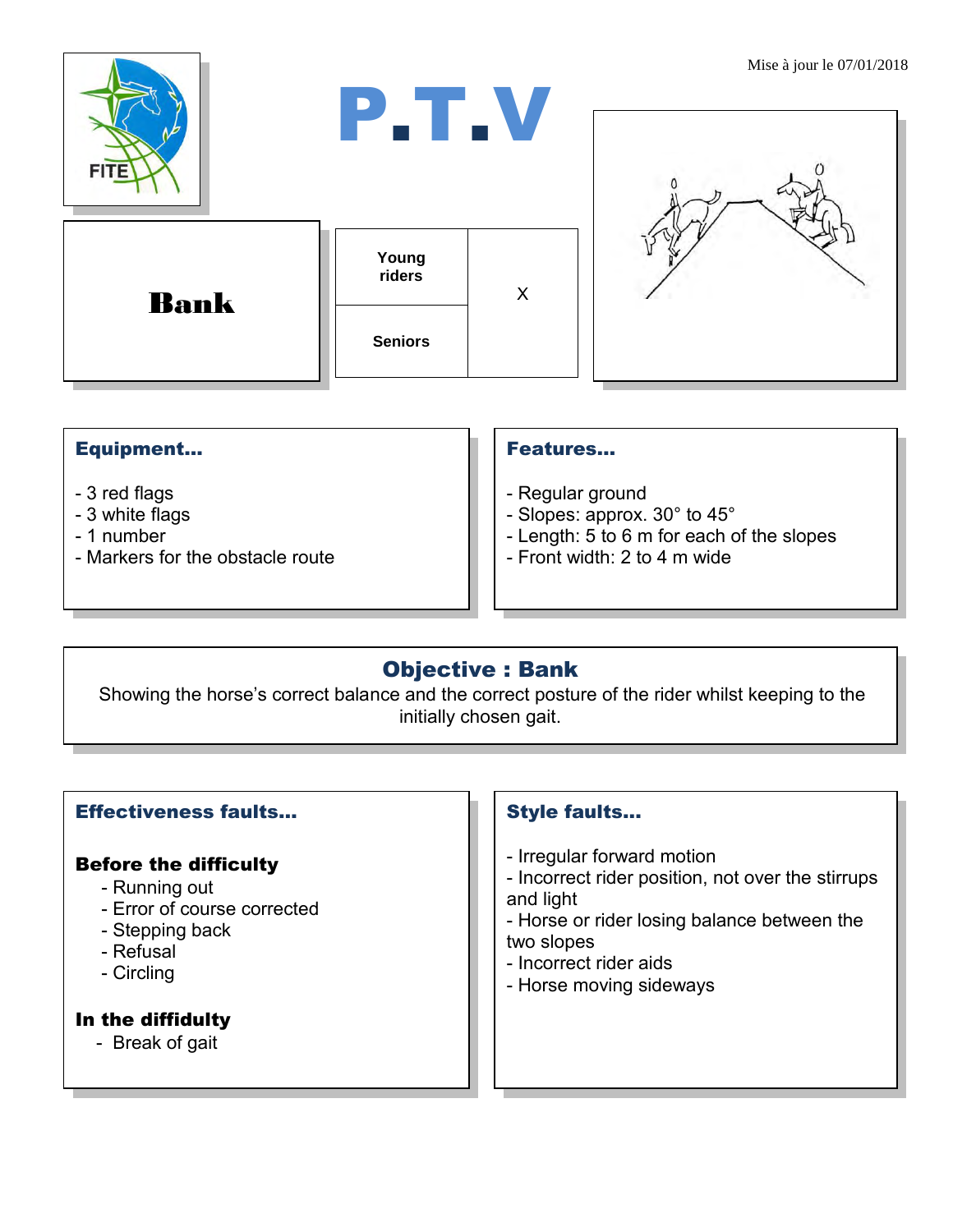Mise à jour le 07/01/2018

# P.T.V

FITE

# Bank

| Young riders | X |
|---|---|
| Seniors | |

## Equipment...

- 3 red flags
- 3 white flags
- 1 number
- Markers for the obstacle route

## Features...

- Regular ground
- Slopes: approx. 30° to 45°
- Length: 5 to 6 m for each of the slopes
- Front width: 2 to 4 m wide

## Objective : Bank

Showing the horse's correct balance and the correct posture of the rider whilst keeping to the initially chosen gait.

## Effectiveness faults...

### Before the difficulty

- Running out
- Error of course corrected
- Stepping back
- Refusal
- Circling

### In the diffidulty

- Break of gait

## Style faults...

- Irregular forward motion
- Incorrect rider position, not over the stirrups and light
- Horse or rider losing balance between the two slopes
- Incorrect rider aids
- Horse moving sideways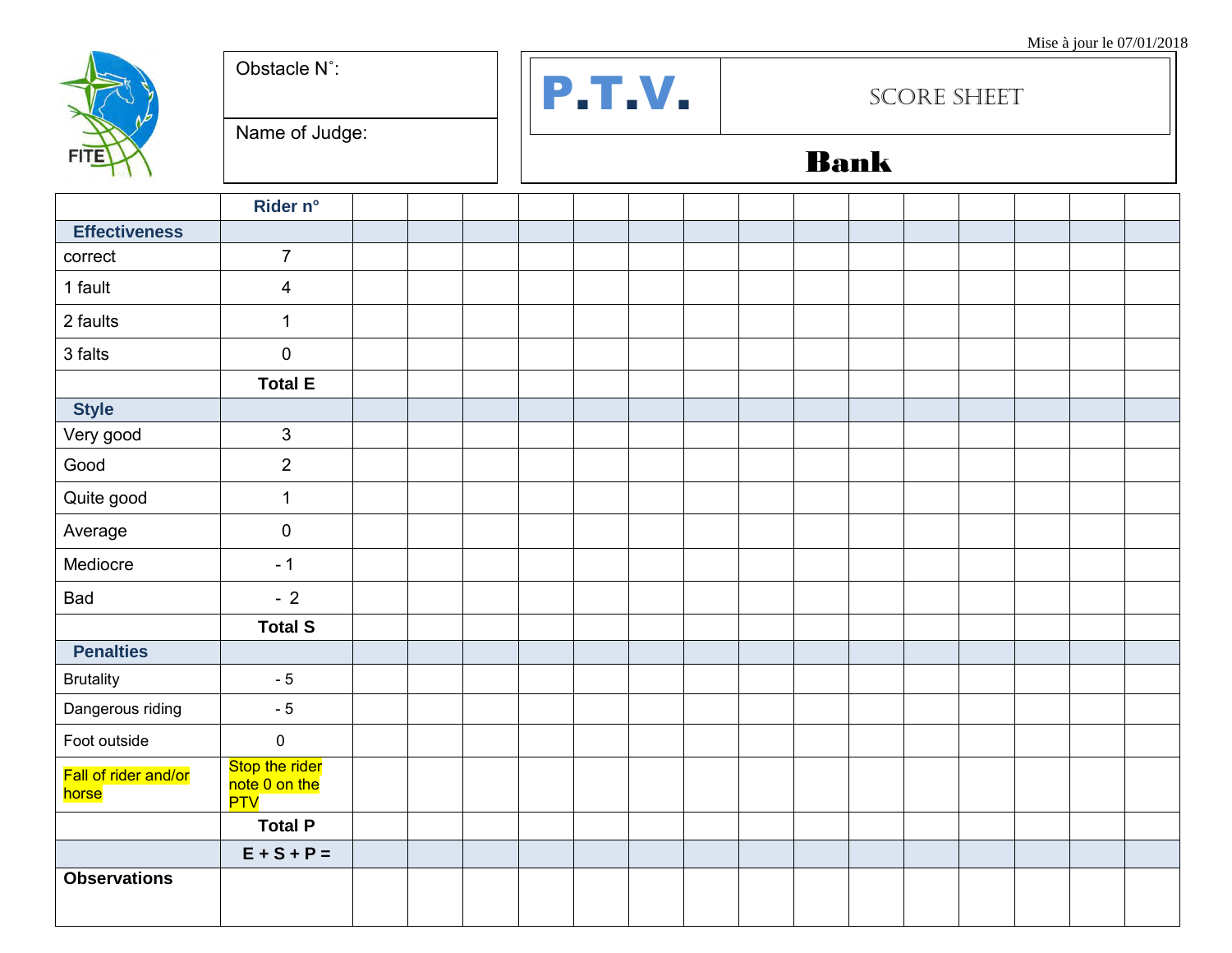Mise à jour le 07/01/2018

FITE

| Obstacle N˚: |
|---|
| Name of Judge: |

**P.T.V.** SCORE SHEET

**Bank**

| | Rider n° | | | | | | | | | | | | | | | |
|---|---|---|---|---|---|---|---|---|---|---|---|---|---|---|---|---|
| **Effectiveness** | | | | | | | | | | | | | | | | |
| correct | 7 | | | | | | | | | | | | | | | |
| 1 fault | 4 | | | | | | | | | | | | | | | |
| 2 faults | 1 | | | | | | | | | | | | | | | |
| 3 falts | 0 | | | | | | | | | | | | | | | |
| | **Total E** | | | | | | | | | | | | | | | |
| **Style** | | | | | | | | | | | | | | | | |
| Very good | 3 | | | | | | | | | | | | | | | |
| Good | 2 | | | | | | | | | | | | | | | |
| Quite good | 1 | | | | | | | | | | | | | | | |
| Average | 0 | | | | | | | | | | | | | | | |
| Mediocre | - 1 | | | | | | | | | | | | | | | |
| Bad | - 2 | | | | | | | | | | | | | | | |
| | **Total S** | | | | | | | | | | | | | | | |
| **Penalties** | | | | | | | | | | | | | | | | |
| Brutality | - 5 | | | | | | | | | | | | | | | |
| Dangerous riding | - 5 | | | | | | | | | | | | | | | |
| Foot outside | 0 | | | | | | | | | | | | | | | |
| Fall of rider and/or horse | Stop the rider note 0 on the PTV | | | | | | | | | | | | | | | |
| | **Total P** | | | | | | | | | | | | | | | |
| | **E + S + P =** | | | | | | | | | | | | | | | |
| **Observations** | | | | | | | | | | | | | | | | |